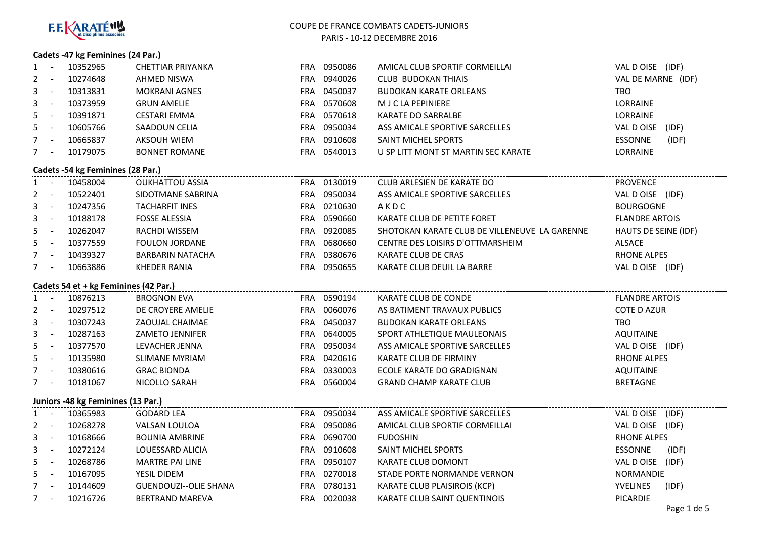F.F. KARATÉ et disciplines associées

# COUPE DE FRANCE COMBATS CADETS-JUNIORS

PARIS - 10-12 DECEMBRE 2016

## Cadets -47 kg Feminines (24 Par.)

| Rang | Licence | Nom | Pays | Club N° | Club | Ligue |
|---|---|---|---|---|---|---|
| 1 - | 10352965 | CHETTIAR PRIYANKA | FRA | 0950086 | AMICAL CLUB SPORTIF CORMEILLAI | VAL D OISE (IDF) |
| 2 - | 10274648 | AHMED NISWA | FRA | 0940026 | CLUB BUDOKAN THIAIS | VAL DE MARNE (IDF) |
| 3 - | 10313831 | MOKRANI AGNES | FRA | 0450037 | BUDOKAN KARATE ORLEANS | TBO |
| 3 - | 10373959 | GRUN AMELIE | FRA | 0570608 | M J C LA PEPINIERE | LORRAINE |
| 5 - | 10391871 | CESTARI EMMA | FRA | 0570618 | KARATE DO SARRALBE | LORRAINE |
| 5 - | 10605766 | SAADOUN CELIA | FRA | 0950034 | ASS AMICALE SPORTIVE SARCELLES | VAL D OISE (IDF) |
| 7 - | 10665837 | AKSOUH WIEM | FRA | 0910608 | SAINT MICHEL SPORTS | ESSONNE (IDF) |
| 7 - | 10179075 | BONNET ROMANE | FRA | 0540013 | U SP LITT MONT ST MARTIN SEC KARATE | LORRAINE |

## Cadets -54 kg Feminines (28 Par.)

| Rang | Licence | Nom | Pays | Club N° | Club | Ligue |
|---|---|---|---|---|---|---|
| 1 - | 10458004 | OUKHATTOU ASSIA | FRA | 0130019 | CLUB ARLESIEN DE KARATE DO | PROVENCE |
| 2 - | 10522401 | SIDOTMANE SABRINA | FRA | 0950034 | ASS AMICALE SPORTIVE SARCELLES | VAL D OISE (IDF) |
| 3 - | 10247356 | TACHARFIT INES | FRA | 0210630 | A K D C | BOURGOGNE |
| 3 - | 10188178 | FOSSE ALESSIA | FRA | 0590660 | KARATE CLUB DE PETITE FORET | FLANDRE ARTOIS |
| 5 - | 10262047 | RACHDI WISSEM | FRA | 0920085 | SHOTOKAN KARATE CLUB DE VILLENEUVE LA GARENNE | HAUTS DE SEINE (IDF) |
| 5 - | 10377559 | FOULON JORDANE | FRA | 0680660 | CENTRE DES LOISIRS D'OTTMARSHEIM | ALSACE |
| 7 - | 10439327 | BARBARIN NATACHA | FRA | 0380676 | KARATE CLUB DE CRAS | RHONE ALPES |
| 7 - | 10663886 | KHEDER RANIA | FRA | 0950655 | KARATE CLUB DEUIL LA BARRE | VAL D OISE (IDF) |

## Cadets 54 et + kg Feminines (42 Par.)

| Rang | Licence | Nom | Pays | Club N° | Club | Ligue |
|---|---|---|---|---|---|---|
| 1 - | 10876213 | BROGNON EVA | FRA | 0590194 | KARATE CLUB DE CONDE | FLANDRE ARTOIS |
| 2 - | 10297512 | DE CROYERE AMELIE | FRA | 0060076 | AS BATIMENT TRAVAUX PUBLICS | COTE D AZUR |
| 3 - | 10307243 | ZAOUJAL CHAIMAE | FRA | 0450037 | BUDOKAN KARATE ORLEANS | TBO |
| 3 - | 10287163 | ZAMETO JENNIFER | FRA | 0640005 | SPORT ATHLETIQUE MAULEONAIS | AQUITAINE |
| 5 - | 10377570 | LEVACHER JENNA | FRA | 0950034 | ASS AMICALE SPORTIVE SARCELLES | VAL D OISE (IDF) |
| 5 - | 10135980 | SLIMANE MYRIAM | FRA | 0420616 | KARATE CLUB DE FIRMINY | RHONE ALPES |
| 7 - | 10380616 | GRAC BIONDA | FRA | 0330003 | ECOLE KARATE DO GRADIGNAN | AQUITAINE |
| 7 - | 10181067 | NICOLLO SARAH | FRA | 0560004 | GRAND CHAMP KARATE CLUB | BRETAGNE |

## Juniors -48 kg Feminines (13 Par.)

| Rang | Licence | Nom | Pays | Club N° | Club | Ligue |
|---|---|---|---|---|---|---|
| 1 - | 10365983 | GODARD LEA | FRA | 0950034 | ASS AMICALE SPORTIVE SARCELLES | VAL D OISE (IDF) |
| 2 - | 10268278 | VALSAN LOULOA | FRA | 0950086 | AMICAL CLUB SPORTIF CORMEILLAI | VAL D OISE (IDF) |
| 3 - | 10168666 | BOUNIA AMBRINE | FRA | 0690700 | FUDOSHIN | RHONE ALPES |
| 3 - | 10272124 | LOUESSARD ALICIA | FRA | 0910608 | SAINT MICHEL SPORTS | ESSONNE (IDF) |
| 5 - | 10268786 | MARTRE PAI LINE | FRA | 0950107 | KARATE CLUB DOMONT | VAL D OISE (IDF) |
| 5 - | 10167095 | YESIL DIDEM | FRA | 0270018 | STADE PORTE NORMANDE VERNON | NORMANDIE |
| 7 - | 10144609 | GUENDOUZI--OLIE SHANA | FRA | 0780131 | KARATE CLUB PLAISIROIS (KCP) | YVELINES (IDF) |
| 7 - | 10216726 | BERTRAND MAREVA | FRA | 0020038 | KARATE CLUB SAINT QUENTINOIS | PICARDIE |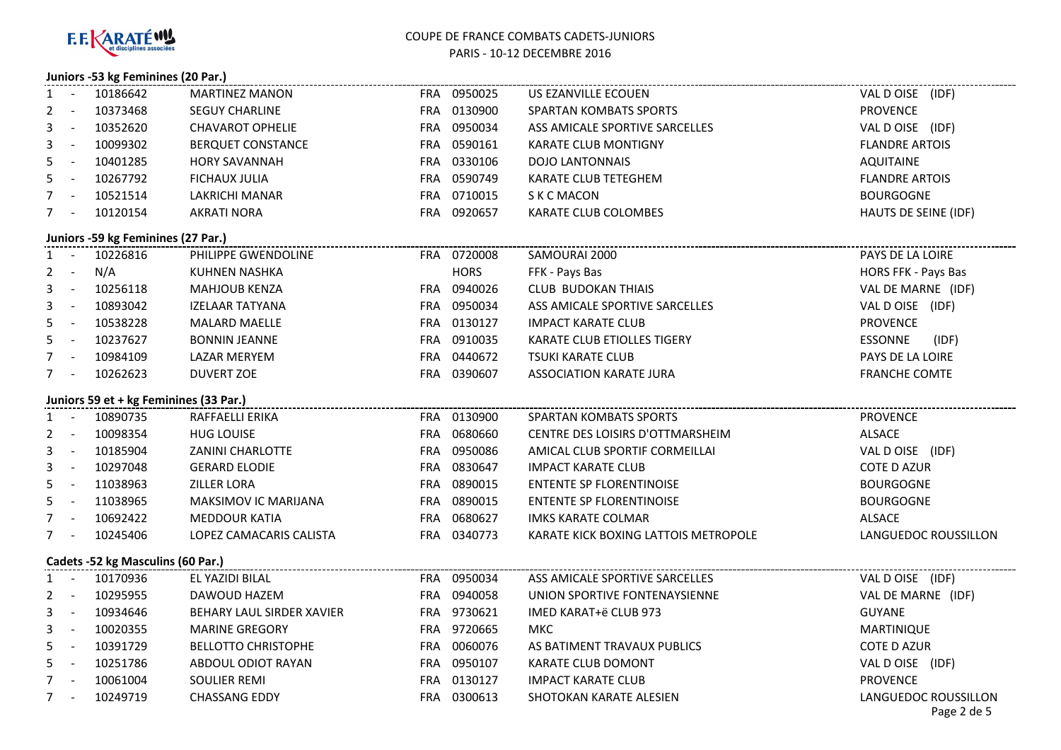F.F.KARATÉ et disciplines associées

COUPE DE FRANCE COMBATS CADETS-JUNIORS
PARIS - 10-12 DECEMBRE 2016

## Juniors -53 kg Feminines (20 Par.)

| | | | | | | | |
|---|---|---|---|---|---|---|---|
| 1 - | 10186642 | MARTINEZ MANON | FRA | 0950025 | US EZANVILLE ECOUEN | VAL D OISE (IDF) |
| 2 - | 10373468 | SEGUY CHARLINE | FRA | 0130900 | SPARTAN KOMBATS SPORTS | PROVENCE |
| 3 - | 10352620 | CHAVAROT OPHELIE | FRA | 0950034 | ASS AMICALE SPORTIVE SARCELLES | VAL D OISE (IDF) |
| 3 - | 10099302 | BERQUET CONSTANCE | FRA | 0590161 | KARATE CLUB MONTIGNY | FLANDRE ARTOIS |
| 5 - | 10401285 | HORY SAVANNAH | FRA | 0330106 | DOJO LANTONNAIS | AQUITAINE |
| 5 - | 10267792 | FICHAUX JULIA | FRA | 0590749 | KARATE CLUB TETEGHEM | FLANDRE ARTOIS |
| 7 - | 10521514 | LAKRICHI MANAR | FRA | 0710015 | S K C MACON | BOURGOGNE |
| 7 - | 10120154 | AKRATI NORA | FRA | 0920657 | KARATE CLUB COLOMBES | HAUTS DE SEINE (IDF) |

## Juniors -59 kg Feminines (27 Par.)

| | | | | | | |
|---|---|---|---|---|---|---|
| 1 - | 10226816 | PHILIPPE GWENDOLINE | FRA | 0720008 | SAMOURAI 2000 | PAYS DE LA LOIRE |
| 2 - | N/A | KUHNEN NASHKA | | HORS | FFK - Pays Bas | HORS FFK - Pays Bas |
| 3 - | 10256118 | MAHJOUB KENZA | FRA | 0940026 | CLUB BUDOKAN THIAIS | VAL DE MARNE (IDF) |
| 3 - | 10893042 | IZELAAR TATYANA | FRA | 0950034 | ASS AMICALE SPORTIVE SARCELLES | VAL D OISE (IDF) |
| 5 - | 10538228 | MALARD MAELLE | FRA | 0130127 | IMPACT KARATE CLUB | PROVENCE |
| 5 - | 10237627 | BONNIN JEANNE | FRA | 0910035 | KARATE CLUB ETIOLLES TIGERY | ESSONNE (IDF) |
| 7 - | 10984109 | LAZAR MERYEM | FRA | 0440672 | TSUKI KARATE CLUB | PAYS DE LA LOIRE |
| 7 - | 10262623 | DUVERT ZOE | FRA | 0390607 | ASSOCIATION KARATE JURA | FRANCHE COMTE |

## Juniors 59 et + kg Feminines (33 Par.)

| | | | | | | |
|---|---|---|---|---|---|---|
| 1 - | 10890735 | RAFFAELLI ERIKA | FRA | 0130900 | SPARTAN KOMBATS SPORTS | PROVENCE |
| 2 - | 10098354 | HUG LOUISE | FRA | 0680660 | CENTRE DES LOISIRS D'OTTMARSHEIM | ALSACE |
| 3 - | 10185904 | ZANINI CHARLOTTE | FRA | 0950086 | AMICAL CLUB SPORTIF CORMEILLAI | VAL D OISE (IDF) |
| 3 - | 10297048 | GERARD ELODIE | FRA | 0830647 | IMPACT KARATE CLUB | COTE D AZUR |
| 5 - | 11038963 | ZILLER LORA | FRA | 0890015 | ENTENTE SP FLORENTINOISE | BOURGOGNE |
| 5 - | 11038965 | MAKSIMOV IC MARIJANA | FRA | 0890015 | ENTENTE SP FLORENTINOISE | BOURGOGNE |
| 7 - | 10692422 | MEDDOUR KATIA | FRA | 0680627 | IMKS KARATE COLMAR | ALSACE |
| 7 - | 10245406 | LOPEZ CAMACARIS CALISTA | FRA | 0340773 | KARATE KICK BOXING LATTOIS METROPOLE | LANGUEDOC ROUSSILLON |

## Cadets -52 kg Masculins (60 Par.)

| | | | | | | |
|---|---|---|---|---|---|---|
| 1 - | 10170936 | EL YAZIDI BILAL | FRA | 0950034 | ASS AMICALE SPORTIVE SARCELLES | VAL D OISE (IDF) |
| 2 - | 10295955 | DAWOUD HAZEM | FRA | 0940058 | UNION SPORTIVE FONTENAYSIENNE | VAL DE MARNE (IDF) |
| 3 - | 10934646 | BEHARY LAUL SIRDER XAVIER | FRA | 9730621 | IMED KARAT+ë CLUB 973 | GUYANE |
| 3 - | 10020355 | MARINE GREGORY | FRA | 9720665 | MKC | MARTINIQUE |
| 5 - | 10391729 | BELLOTTO CHRISTOPHE | FRA | 0060076 | AS BATIMENT TRAVAUX PUBLICS | COTE D AZUR |
| 5 - | 10251786 | ABDOUL ODIOT RAYAN | FRA | 0950107 | KARATE CLUB DOMONT | VAL D OISE (IDF) |
| 7 - | 10061004 | SOULIER REMI | FRA | 0130127 | IMPACT KARATE CLUB | PROVENCE |
| 7 - | 10249719 | CHASSANG EDDY | FRA | 0300613 | SHOTOKAN KARATE ALESIEN | LANGUEDOC ROUSSILLON |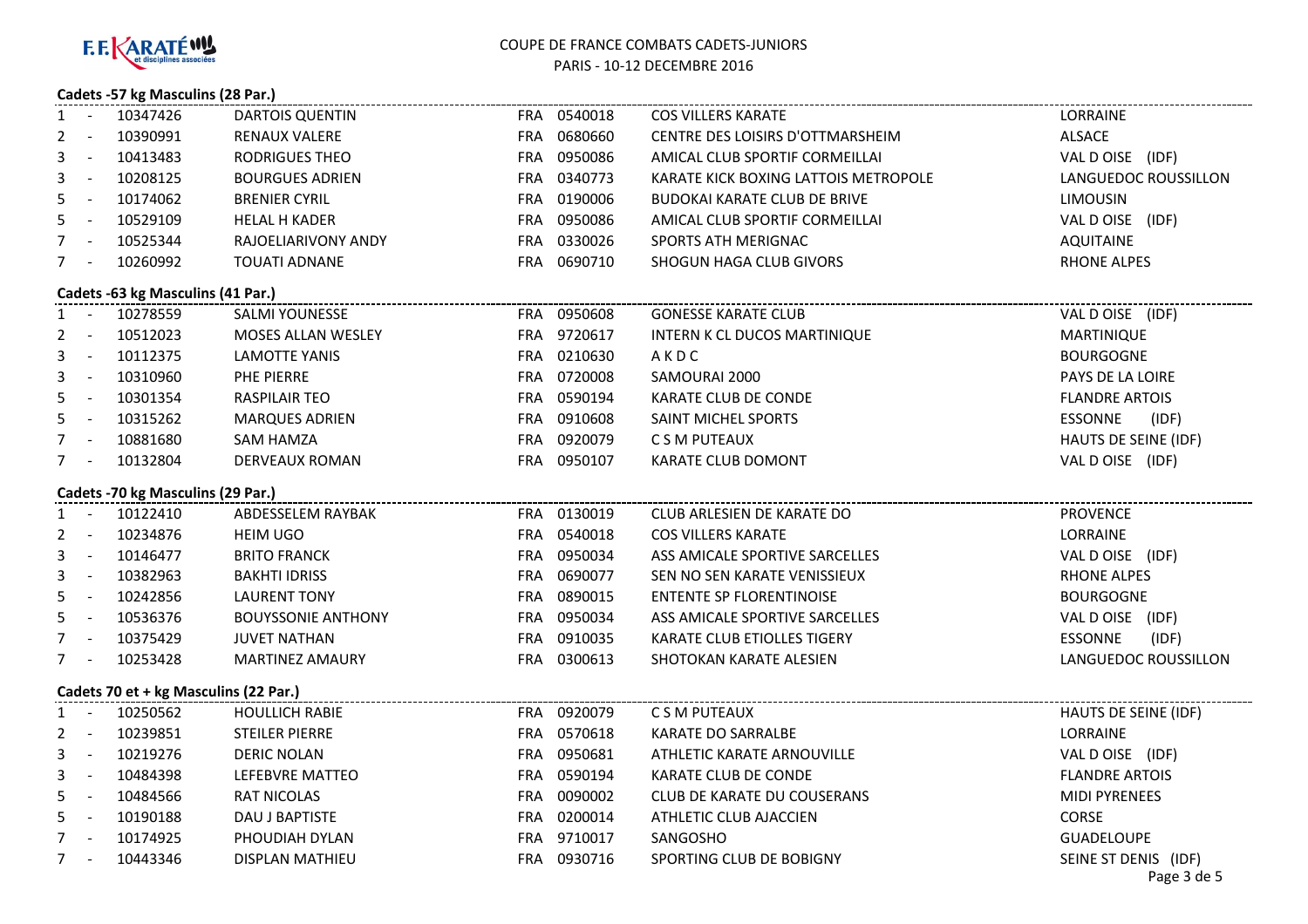COUPE DE FRANCE COMBATS CADETS-JUNIORS
PARIS - 10-12 DECEMBRE 2016

## Cadets -57 kg Masculins (28 Par.)

| Place | Licence | Nom | Nat. | Club N° | Club | Ligue |
|---|---|---|---|---|---|---|
| 1 - | 10347426 | DARTOIS QUENTIN | FRA | 0540018 | COS VILLERS KARATE | LORRAINE |
| 2 - | 10390991 | RENAUX VALERE | FRA | 0680660 | CENTRE DES LOISIRS D'OTTMARSHEIM | ALSACE |
| 3 - | 10413483 | RODRIGUES THEO | FRA | 0950086 | AMICAL CLUB SPORTIF CORMEILLAI | VAL D OISE (IDF) |
| 3 - | 10208125 | BOURGUES ADRIEN | FRA | 0340773 | KARATE KICK BOXING LATTOIS METROPOLE | LANGUEDOC ROUSSILLON |
| 5 - | 10174062 | BRENIER CYRIL | FRA | 0190006 | BUDOKAI KARATE CLUB DE BRIVE | LIMOUSIN |
| 5 - | 10529109 | HELAL H KADER | FRA | 0950086 | AMICAL CLUB SPORTIF CORMEILLAI | VAL D OISE (IDF) |
| 7 - | 10525344 | RAJOELIARIVONY ANDY | FRA | 0330026 | SPORTS ATH MERIGNAC | AQUITAINE |
| 7 - | 10260992 | TOUATI ADNANE | FRA | 0690710 | SHOGUN HAGA CLUB GIVORS | RHONE ALPES |

## Cadets -63 kg Masculins (41 Par.)

| Place | Licence | Nom | Nat. | Club N° | Club | Ligue |
|---|---|---|---|---|---|---|
| 1 - | 10278559 | SALMI YOUNESSE | FRA | 0950608 | GONESSE KARATE CLUB | VAL D OISE (IDF) |
| 2 - | 10512023 | MOSES ALLAN WESLEY | FRA | 9720617 | INTERN K CL DUCOS MARTINIQUE | MARTINIQUE |
| 3 - | 10112375 | LAMOTTE YANIS | FRA | 0210630 | A K D C | BOURGOGNE |
| 3 - | 10310960 | PHE PIERRE | FRA | 0720008 | SAMOURAI 2000 | PAYS DE LA LOIRE |
| 5 - | 10301354 | RASPILAIR TEO | FRA | 0590194 | KARATE CLUB DE CONDE | FLANDRE ARTOIS |
| 5 - | 10315262 | MARQUES ADRIEN | FRA | 0910608 | SAINT MICHEL SPORTS | ESSONNE (IDF) |
| 7 - | 10881680 | SAM HAMZA | FRA | 0920079 | C S M PUTEAUX | HAUTS DE SEINE (IDF) |
| 7 - | 10132804 | DERVEAUX ROMAN | FRA | 0950107 | KARATE CLUB DOMONT | VAL D OISE (IDF) |

## Cadets -70 kg Masculins (29 Par.)

| Place | Licence | Nom | Nat. | Club N° | Club | Ligue |
|---|---|---|---|---|---|---|
| 1 - | 10122410 | ABDESSELEM RAYBAK | FRA | 0130019 | CLUB ARLESIEN DE KARATE DO | PROVENCE |
| 2 - | 10234876 | HEIM UGO | FRA | 0540018 | COS VILLERS KARATE | LORRAINE |
| 3 - | 10146477 | BRITO FRANCK | FRA | 0950034 | ASS AMICALE SPORTIVE SARCELLES | VAL D OISE (IDF) |
| 3 - | 10382963 | BAKHTI IDRISS | FRA | 0690077 | SEN NO SEN KARATE VENISSIEUX | RHONE ALPES |
| 5 - | 10242856 | LAURENT TONY | FRA | 0890015 | ENTENTE SP FLORENTINOISE | BOURGOGNE |
| 5 - | 10536376 | BOUYSSONIE ANTHONY | FRA | 0950034 | ASS AMICALE SPORTIVE SARCELLES | VAL D OISE (IDF) |
| 7 - | 10375429 | JUVET NATHAN | FRA | 0910035 | KARATE CLUB ETIOLLES TIGERY | ESSONNE (IDF) |
| 7 - | 10253428 | MARTINEZ AMAURY | FRA | 0300613 | SHOTOKAN KARATE ALESIEN | LANGUEDOC ROUSSILLON |

## Cadets 70 et + kg Masculins (22 Par.)

| Place | Licence | Nom | Nat. | Club N° | Club | Ligue |
|---|---|---|---|---|---|---|
| 1 - | 10250562 | HOULLICH RABIE | FRA | 0920079 | C S M PUTEAUX | HAUTS DE SEINE (IDF) |
| 2 - | 10239851 | STEILER PIERRE | FRA | 0570618 | KARATE DO SARRALBE | LORRAINE |
| 3 - | 10219276 | DERIC NOLAN | FRA | 0950681 | ATHLETIC KARATE ARNOUVILLE | VAL D OISE (IDF) |
| 3 - | 10484398 | LEFEBVRE MATTEO | FRA | 0590194 | KARATE CLUB DE CONDE | FLANDRE ARTOIS |
| 5 - | 10484566 | RAT NICOLAS | FRA | 0090002 | CLUB DE KARATE DU COUSERANS | MIDI PYRENEES |
| 5 - | 10190188 | DAU J BAPTISTE | FRA | 0200014 | ATHLETIC CLUB AJACCIEN | CORSE |
| 7 - | 10174925 | PHOUDIAH DYLAN | FRA | 9710017 | SANGOSHO | GUADELOUPE |
| 7 - | 10443346 | DISPLAN MATHIEU | FRA | 0930716 | SPORTING CLUB DE BOBIGNY | SEINE ST DENIS (IDF) |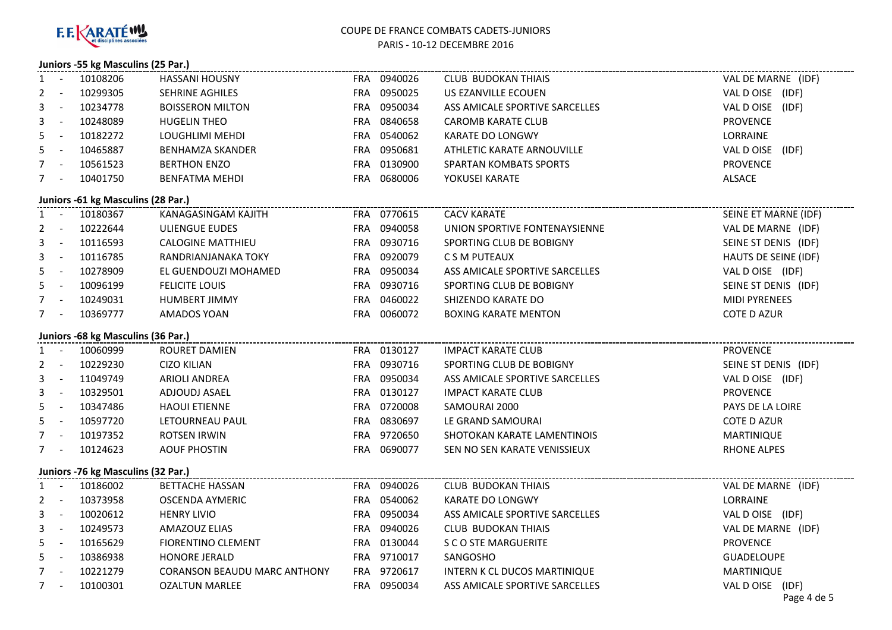F.F. KARATÉ et disciplines associées

COUPE DE FRANCE COMBATS CADETS-JUNIORS
PARIS - 10-12 DECEMBRE 2016

### Juniors -55 kg Masculins (25 Par.)

| Rang | Licence | Nom | Pays | Code | Club | Ligue |
|---|---|---|---|---|---|---|
| 1 - | 10108206 | HASSANI HOUSNY | FRA | 0940026 | CLUB BUDOKAN THIAIS | VAL DE MARNE (IDF) |
| 2 - | 10299305 | SEHRINE AGHILES | FRA | 0950025 | US EZANVILLE ECOUEN | VAL D OISE (IDF) |
| 3 - | 10234778 | BOISSERON MILTON | FRA | 0950034 | ASS AMICALE SPORTIVE SARCELLES | VAL D OISE (IDF) |
| 3 - | 10248089 | HUGELIN THEO | FRA | 0840658 | CAROMB KARATE CLUB | PROVENCE |
| 5 - | 10182272 | LOUGHLIMI MEHDI | FRA | 0540062 | KARATE DO LONGWY | LORRAINE |
| 5 - | 10465887 | BENHAMZA SKANDER | FRA | 0950681 | ATHLETIC KARATE ARNOUVILLE | VAL D OISE (IDF) |
| 7 - | 10561523 | BERTHON ENZO | FRA | 0130900 | SPARTAN KOMBATS SPORTS | PROVENCE |
| 7 - | 10401750 | BENFATMA MEHDI | FRA | 0680006 | YOKUSEI KARATE | ALSACE |

### Juniors -61 kg Masculins (28 Par.)

| Rang | Licence | Nom | Pays | Code | Club | Ligue |
|---|---|---|---|---|---|---|
| 1 - | 10180367 | KANAGASINGAM KAJITH | FRA | 0770615 | CACV KARATE | SEINE ET MARNE (IDF) |
| 2 - | 10222644 | ULIENGUE EUDES | FRA | 0940058 | UNION SPORTIVE FONTENAYSIENNE | VAL DE MARNE (IDF) |
| 3 - | 10116593 | CALOGINE MATTHIEU | FRA | 0930716 | SPORTING CLUB DE BOBIGNY | SEINE ST DENIS (IDF) |
| 3 - | 10116785 | RANDRIANJANAKA TOKY | FRA | 0920079 | C S M PUTEAUX | HAUTS DE SEINE (IDF) |
| 5 - | 10278909 | EL GUENDOUZI MOHAMED | FRA | 0950034 | ASS AMICALE SPORTIVE SARCELLES | VAL D OISE (IDF) |
| 5 - | 10096199 | FELICITE LOUIS | FRA | 0930716 | SPORTING CLUB DE BOBIGNY | SEINE ST DENIS (IDF) |
| 7 - | 10249031 | HUMBERT JIMMY | FRA | 0460022 | SHIZENDO KARATE DO | MIDI PYRENEES |
| 7 - | 10369777 | AMADOS YOAN | FRA | 0060072 | BOXING KARATE MENTON | COTE D AZUR |

### Juniors -68 kg Masculins (36 Par.)

| Rang | Licence | Nom | Pays | Code | Club | Ligue |
|---|---|---|---|---|---|---|
| 1 - | 10060999 | ROURET DAMIEN | FRA | 0130127 | IMPACT KARATE CLUB | PROVENCE |
| 2 - | 10229230 | CIZO KILIAN | FRA | 0930716 | SPORTING CLUB DE BOBIGNY | SEINE ST DENIS (IDF) |
| 3 - | 11049749 | ARIOLI ANDREA | FRA | 0950034 | ASS AMICALE SPORTIVE SARCELLES | VAL D OISE (IDF) |
| 3 - | 10329501 | ADJOUDJ ASAEL | FRA | 0130127 | IMPACT KARATE CLUB | PROVENCE |
| 5 - | 10347486 | HAOUI ETIENNE | FRA | 0720008 | SAMOURAI 2000 | PAYS DE LA LOIRE |
| 5 - | 10597720 | LETOURNEAU PAUL | FRA | 0830697 | LE GRAND SAMOURAI | COTE D AZUR |
| 7 - | 10197352 | ROTSEN IRWIN | FRA | 9720650 | SHOTOKAN KARATE LAMENTINOIS | MARTINIQUE |
| 7 - | 10124623 | AOUF PHOSTIN | FRA | 0690077 | SEN NO SEN KARATE VENISSIEUX | RHONE ALPES |

### Juniors -76 kg Masculins (32 Par.)

| Rang | Licence | Nom | Pays | Code | Club | Ligue |
|---|---|---|---|---|---|---|
| 1 - | 10186002 | BETTACHE HASSAN | FRA | 0940026 | CLUB BUDOKAN THIAIS | VAL DE MARNE (IDF) |
| 2 - | 10373958 | OSCENDA AYMERIC | FRA | 0540062 | KARATE DO LONGWY | LORRAINE |
| 3 - | 10020612 | HENRY LIVIO | FRA | 0950034 | ASS AMICALE SPORTIVE SARCELLES | VAL D OISE (IDF) |
| 3 - | 10249573 | AMAZOUZ ELIAS | FRA | 0940026 | CLUB BUDOKAN THIAIS | VAL DE MARNE (IDF) |
| 5 - | 10165629 | FIORENTINO CLEMENT | FRA | 0130044 | S C O STE MARGUERITE | PROVENCE |
| 5 - | 10386938 | HONORE JERALD | FRA | 9710017 | SANGOSHO | GUADELOUPE |
| 7 - | 10221279 | CORANSON BEAUDU MARC ANTHONY | FRA | 9720617 | INTERN K CL DUCOS MARTINIQUE | MARTINIQUE |
| 7 - | 10100301 | OZALTUN MARLEE | FRA | 0950034 | ASS AMICALE SPORTIVE SARCELLES | VAL D OISE (IDF) |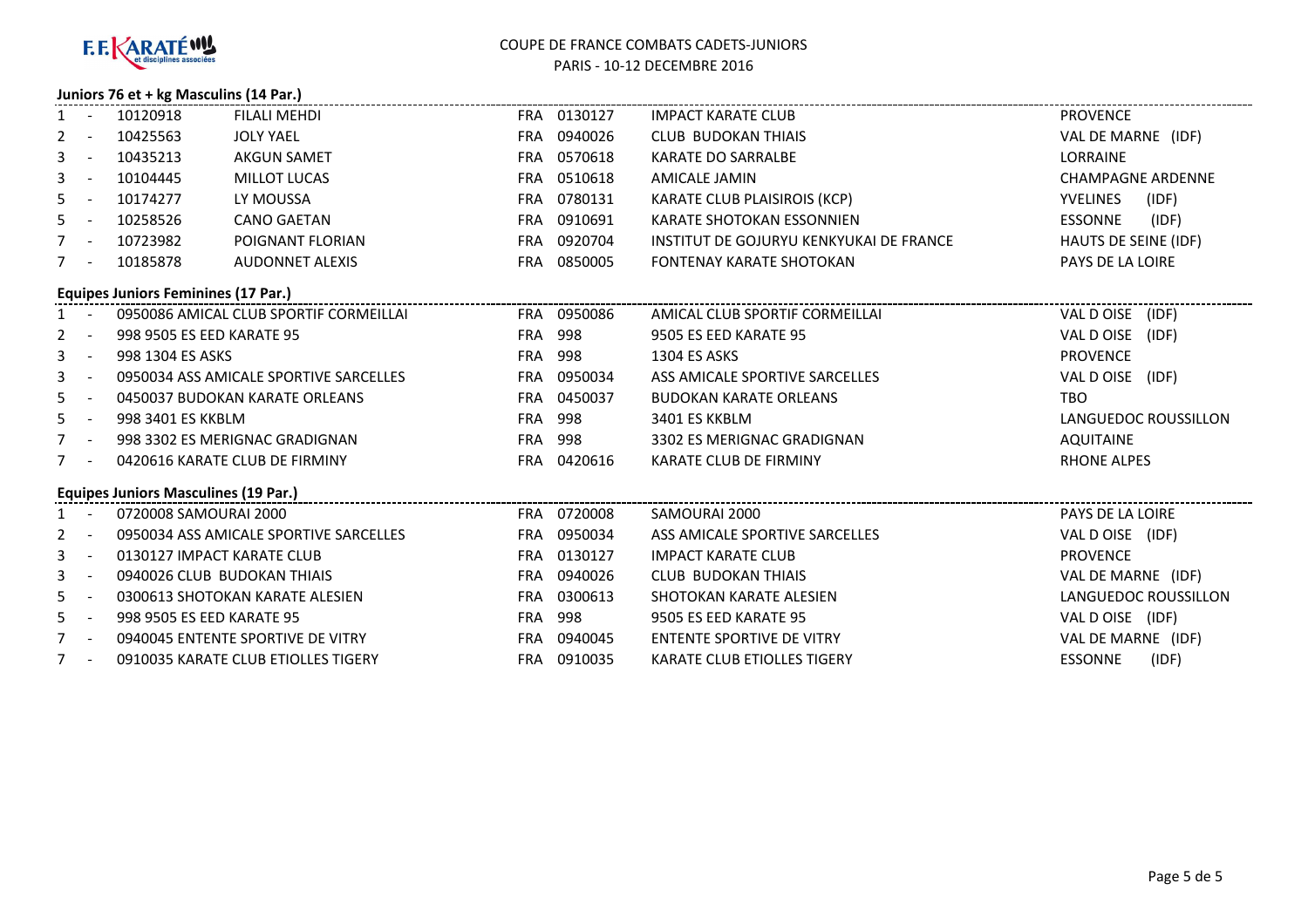F.F. KARATÉ et disciplines associées

COUPE DE FRANCE COMBATS CADETS-JUNIORS
PARIS - 10-12 DECEMBRE 2016

### Juniors 76 et + kg Masculins (14 Par.)

| | | | | | | | |
|---|---|---|---|---|---|---|---|
| 1 | - | 10120918 | FILALI MEHDI | FRA | 0130127 | IMPACT KARATE CLUB | PROVENCE |
| 2 | - | 10425563 | JOLY YAEL | FRA | 0940026 | CLUB BUDOKAN THIAIS | VAL DE MARNE (IDF) |
| 3 | - | 10435213 | AKGUN SAMET | FRA | 0570618 | KARATE DO SARRALBE | LORRAINE |
| 3 | - | 10104445 | MILLOT LUCAS | FRA | 0510618 | AMICALE JAMIN | CHAMPAGNE ARDENNE |
| 5 | - | 10174277 | LY MOUSSA | FRA | 0780131 | KARATE CLUB PLAISIROIS (KCP) | YVELINES (IDF) |
| 5 | - | 10258526 | CANO GAETAN | FRA | 0910691 | KARATE SHOTOKAN ESSONNIEN | ESSONNE (IDF) |
| 7 | - | 10723982 | POIGNANT FLORIAN | FRA | 0920704 | INSTITUT DE GOJURYU KENKYUKAI DE FRANCE | HAUTS DE SEINE (IDF) |
| 7 | - | 10185878 | AUDONNET ALEXIS | FRA | 0850005 | FONTENAY KARATE SHOTOKAN | PAYS DE LA LOIRE |

### Equipes Juniors Feminines (17 Par.)

| | | | | | | |
|---|---|---|---|---|---|---|
| 1 | - | 0950086 AMICAL CLUB SPORTIF CORMEILLAI | FRA | 0950086 | AMICAL CLUB SPORTIF CORMEILLAI | VAL D OISE (IDF) |
| 2 | - | 998 9505 ES EED KARATE 95 | FRA | 998 | 9505 ES EED KARATE 95 | VAL D OISE (IDF) |
| 3 | - | 998 1304 ES ASKS | FRA | 998 | 1304 ES ASKS | PROVENCE |
| 3 | - | 0950034 ASS AMICALE SPORTIVE SARCELLES | FRA | 0950034 | ASS AMICALE SPORTIVE SARCELLES | VAL D OISE (IDF) |
| 5 | - | 0450037 BUDOKAN KARATE ORLEANS | FRA | 0450037 | BUDOKAN KARATE ORLEANS | TBO |
| 5 | - | 998 3401 ES KKBLM | FRA | 998 | 3401 ES KKBLM | LANGUEDOC ROUSSILLON |
| 7 | - | 998 3302 ES MERIGNAC GRADIGNAN | FRA | 998 | 3302 ES MERIGNAC GRADIGNAN | AQUITAINE |
| 7 | - | 0420616 KARATE CLUB DE FIRMINY | FRA | 0420616 | KARATE CLUB DE FIRMINY | RHONE ALPES |

### Equipes Juniors Masculines (19 Par.)

| | | | | | | |
|---|---|---|---|---|---|---|
| 1 | - | 0720008 SAMOURAI 2000 | FRA | 0720008 | SAMOURAI 2000 | PAYS DE LA LOIRE |
| 2 | - | 0950034 ASS AMICALE SPORTIVE SARCELLES | FRA | 0950034 | ASS AMICALE SPORTIVE SARCELLES | VAL D OISE (IDF) |
| 3 | - | 0130127 IMPACT KARATE CLUB | FRA | 0130127 | IMPACT KARATE CLUB | PROVENCE |
| 3 | - | 0940026 CLUB BUDOKAN THIAIS | FRA | 0940026 | CLUB BUDOKAN THIAIS | VAL DE MARNE (IDF) |
| 5 | - | 0300613 SHOTOKAN KARATE ALESIEN | FRA | 0300613 | SHOTOKAN KARATE ALESIEN | LANGUEDOC ROUSSILLON |
| 5 | - | 998 9505 ES EED KARATE 95 | FRA | 998 | 9505 ES EED KARATE 95 | VAL D OISE (IDF) |
| 7 | - | 0940045 ENTENTE SPORTIVE DE VITRY | FRA | 0940045 | ENTENTE SPORTIVE DE VITRY | VAL DE MARNE (IDF) |
| 7 | - | 0910035 KARATE CLUB ETIOLLES TIGERY | FRA | 0910035 | KARATE CLUB ETIOLLES TIGERY | ESSONNE (IDF) |